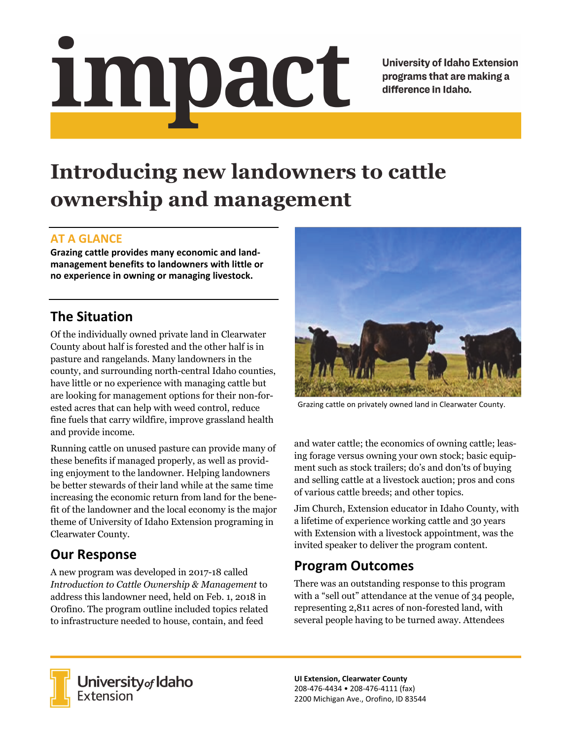# impact

University of Idaho Extension programs that are making a difference in Idaho.

# Introducing new landowners to cattle ownership and management

## AT A GLANCE

**Grazing cattle provides many economic and land-management benefits to landowners with little or no experience in owning or managing livestock.**

## The Situation

Of the individually owned private land in Clearwater County about half is forested and the other half is in pasture and rangelands. Many landowners in the county, and surrounding north-central Idaho counties, have little or no experience with managing cattle but are looking for management options for their non-forested acres that can help with weed control, reduce fine fuels that carry wildfire, improve grassland health and provide income.

Running cattle on unused pasture can provide many of these benefits if managed properly, as well as providing enjoyment to the landowner. Helping landowners be better stewards of their land while at the same time increasing the economic return from land for the benefit of the landowner and the local economy is the major theme of University of Idaho Extension programing in Clearwater County.

## Our Response

A new program was developed in 2017-18 called *Introduction to Cattle Ownership & Management* to address this landowner need, held on Feb. 1, 2018 in Orofino. The program outline included topics related to infrastructure needed to house, contain, and feed and water cattle; the economics of owning cattle; leasing forage versus owning your own stock; basic equipment such as stock trailers; do's and don'ts of buying and selling cattle at a livestock auction; pros and cons of various cattle breeds; and other topics.

Grazing cattle on privately owned land in Clearwater County.

Jim Church, Extension educator in Idaho County, with a lifetime of experience working cattle and 30 years with Extension with a livestock appointment, was the invited speaker to deliver the program content.

## Program Outcomes

There was an outstanding response to this program with a "sell out" attendance at the venue of 34 people, representing 2,811 acres of non-forested land, with several people having to be turned away. Attendees

University of Idaho Extension

**UI Extension, Clearwater County**
208-476-4434 • 208-476-4111 (fax)
2200 Michigan Ave., Orofino, ID 83544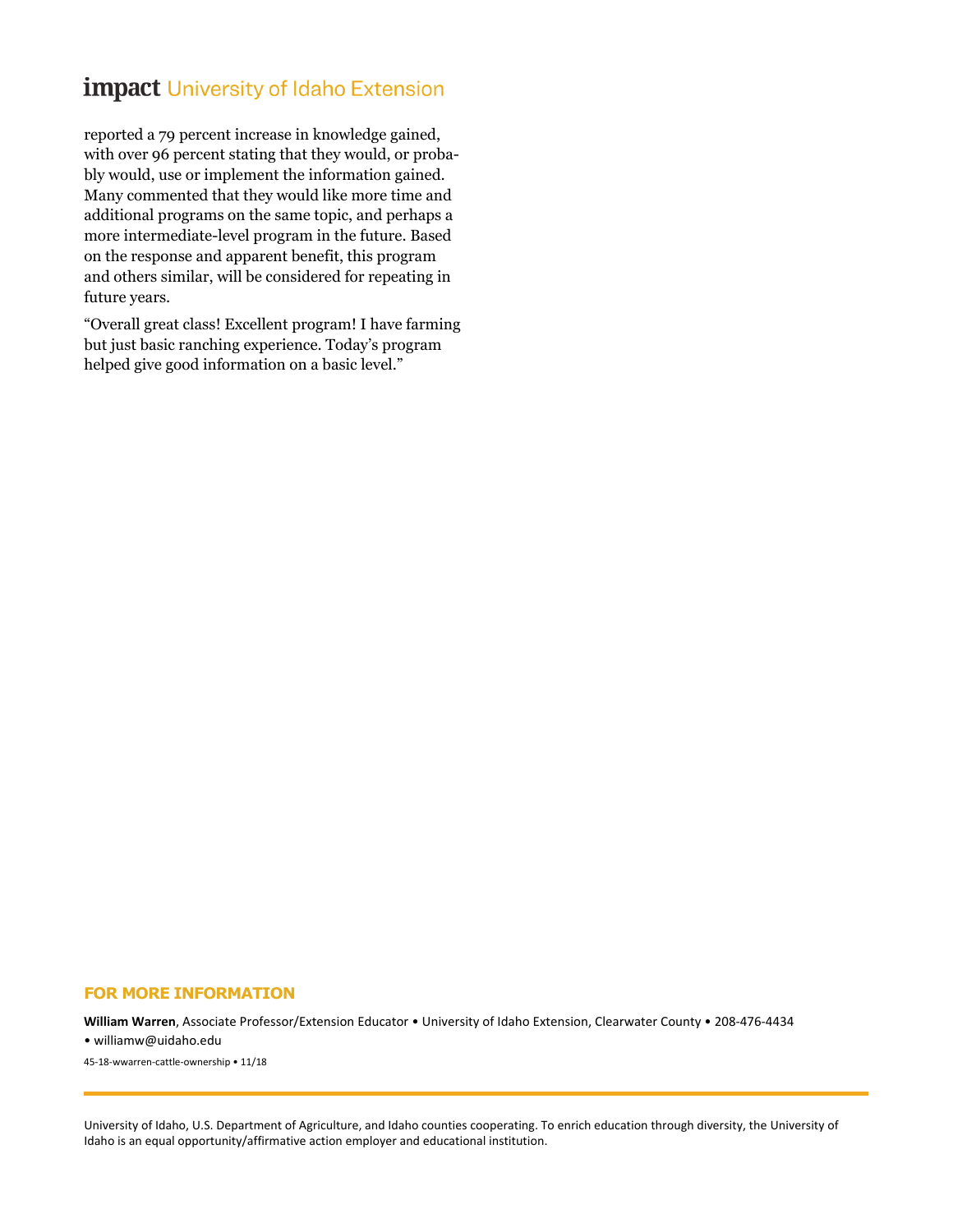reported a 79 percent increase in knowledge gained, with over 96 percent stating that they would, or probably would, use or implement the information gained. Many commented that they would like more time and additional programs on the same topic, and perhaps a more intermediate-level program in the future. Based on the response and apparent benefit, this program and others similar, will be considered for repeating in future years.

"Overall great class! Excellent program! I have farming but just basic ranching experience. Today's program helped give good information on a basic level."

## FOR MORE INFORMATION

**William Warren**, Associate Professor/Extension Educator • University of Idaho Extension, Clearwater County • 208-476-4434 • williamw@uidaho.edu

45-18-wwarren-cattle-ownership • 11/18

University of Idaho, U.S. Department of Agriculture, and Idaho counties cooperating. To enrich education through diversity, the University of Idaho is an equal opportunity/affirmative action employer and educational institution.